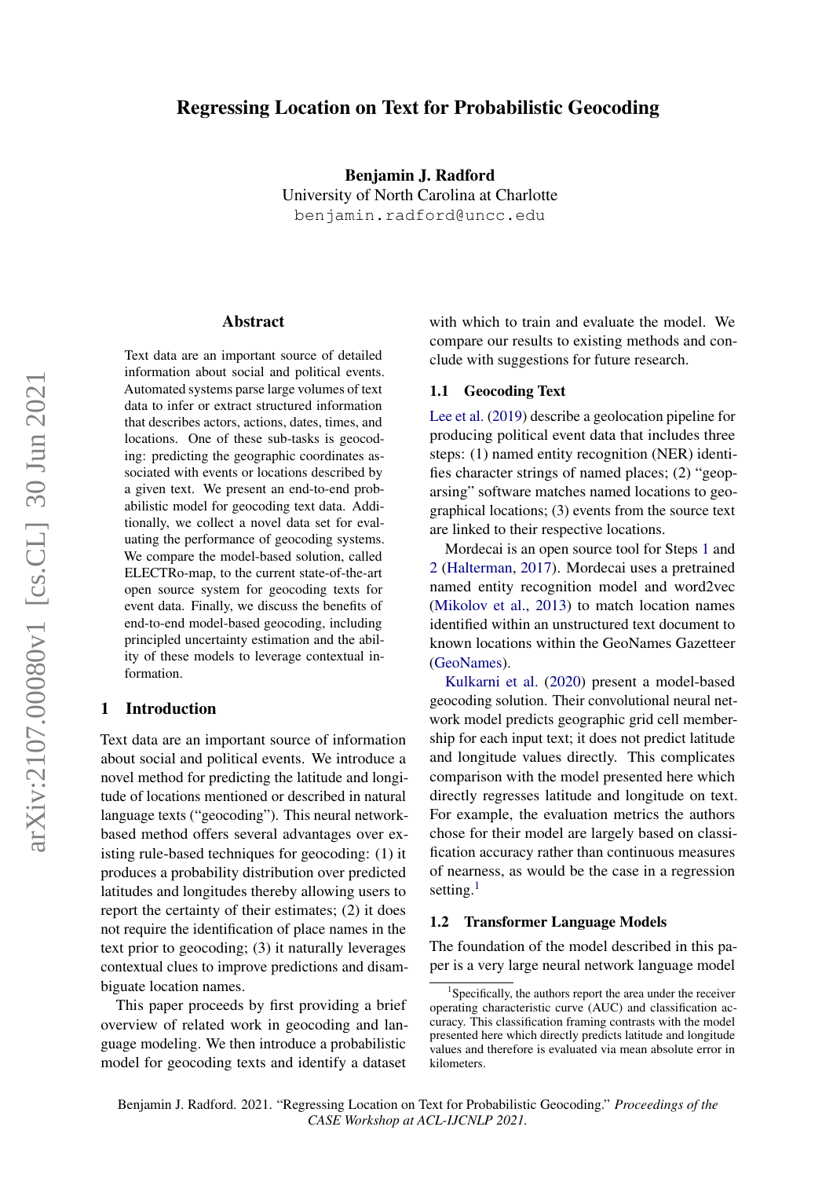# Regressing Location on Text for Probabilistic Geocoding

**Benjamin J. Radford**
University of North Carolina at Charlotte
benjamin.radford@uncc.edu

## Abstract

Text data are an important source of detailed information about social and political events. Automated systems parse large volumes of text data to infer or extract structured information that describes actors, actions, dates, times, and locations. One of these sub-tasks is geocoding: predicting the geographic coordinates associated with events or locations described by a given text. We present an end-to-end probabilistic model for geocoding text data. Additionally, we collect a novel data set for evaluating the performance of geocoding systems. We compare the model-based solution, called ELECTRo-map, to the current state-of-the-art open source system for geocoding texts for event data. Finally, we discuss the benefits of end-to-end model-based geocoding, including principled uncertainty estimation and the ability of these models to leverage contextual information.

## 1 Introduction

Text data are an important source of information about social and political events. We introduce a novel method for predicting the latitude and longitude of locations mentioned or described in natural language texts ("geocoding"). This neural network-based method offers several advantages over existing rule-based techniques for geocoding: (1) it produces a probability distribution over predicted latitudes and longitudes thereby allowing users to report the certainty of their estimates; (2) it does not require the identification of place names in the text prior to geocoding; (3) it naturally leverages contextual clues to improve predictions and disambiguate location names.

This paper proceeds by first providing a brief overview of related work in geocoding and language modeling. We then introduce a probabilistic model for geocoding texts and identify a dataset with which to train and evaluate the model. We compare our results to existing methods and conclude with suggestions for future research.

### 1.1 Geocoding Text

Lee et al. (2019) describe a geolocation pipeline for producing political event data that includes three steps: (1) named entity recognition (NER) identifies character strings of named places; (2) "geoparsing" software matches named locations to geographical locations; (3) events from the source text are linked to their respective locations.

Mordecai is an open source tool for Steps 1 and 2 (Halterman, 2017). Mordecai uses a pretrained named entity recognition model and word2vec (Mikolov et al., 2013) to match location names identified within an unstructured text document to known locations within the GeoNames Gazetteer (GeoNames).

Kulkarni et al. (2020) present a model-based geocoding solution. Their convolutional neural network model predicts geographic grid cell membership for each input text; it does not predict latitude and longitude values directly. This complicates comparison with the model presented here which directly regresses latitude and longitude on text. For example, the evaluation metrics the authors chose for their model are largely based on classification accuracy rather than continuous measures of nearness, as would be the case in a regression setting.[1]

### 1.2 Transformer Language Models

The foundation of the model described in this paper is a very large neural network language model

[1] Specifically, the authors report the area under the receiver operating characteristic curve (AUC) and classification accuracy. This classification framing contrasts with the model presented here which directly predicts latitude and longitude values and therefore is evaluated via mean absolute error in kilometers.

Benjamin J. Radford. 2021. "Regressing Location on Text for Probabilistic Geocoding." *Proceedings of the CASE Workshop at ACL-IJCNLP 2021.*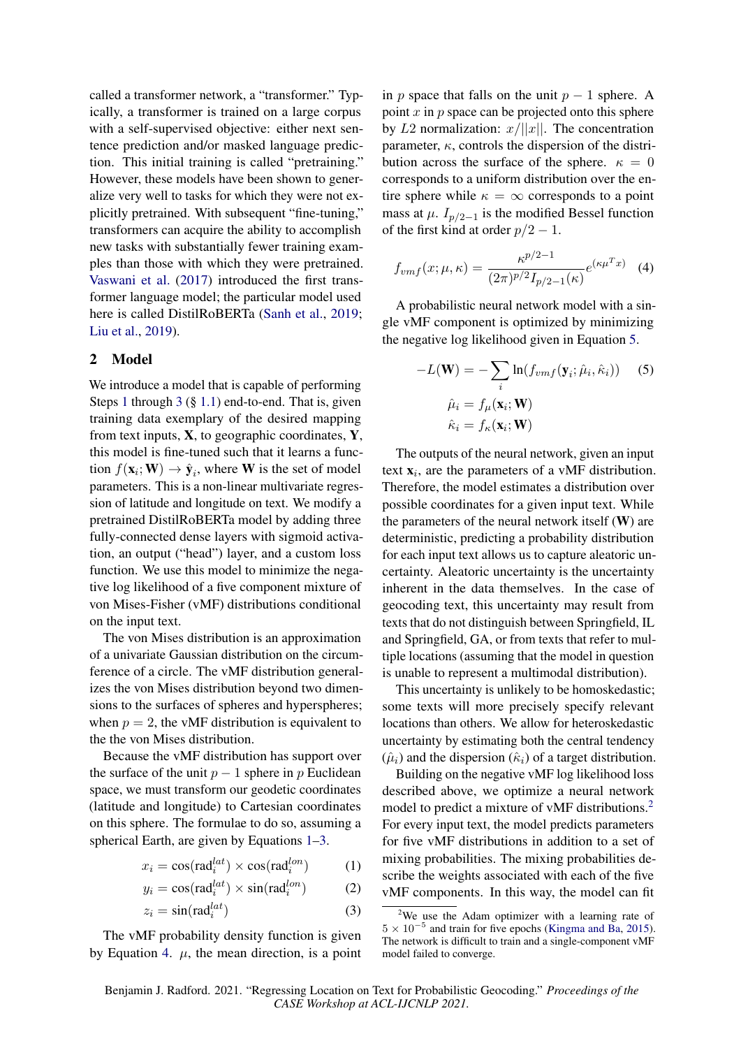called a transformer network, a "transformer." Typically, a transformer is trained on a large corpus with a self-supervised objective: either next sentence prediction and/or masked language prediction. This initial training is called "pretraining." However, these models have been shown to generalize very well to tasks for which they were not explicitly pretrained. With subsequent "fine-tuning," transformers can acquire the ability to accomplish new tasks with substantially fewer training examples than those with which they were pretrained. Vaswani et al. (2017) introduced the first transformer language model; the particular model used here is called DistilRoBERTa (Sanh et al., 2019; Liu et al., 2019).

## 2 Model

We introduce a model that is capable of performing Steps 1 through 3 (§ 1.1) end-to-end. That is, given training data exemplary of the desired mapping from text inputs, $\mathbf{X}$, to geographic coordinates, $\mathbf{Y}$, this model is fine-tuned such that it learns a function $f(\mathbf{x}_i; \mathbf{W}) \rightarrow \hat{\mathbf{y}}_i$, where $\mathbf{W}$ is the set of model parameters. This is a non-linear multivariate regression of latitude and longitude on text. We modify a pretrained DistilRoBERTa model by adding three fully-connected dense layers with sigmoid activation, an output ("head") layer, and a custom loss function. We use this model to minimize the negative log likelihood of a five component mixture of von Mises-Fisher (vMF) distributions conditional on the input text.

The von Mises distribution is an approximation of a univariate Gaussian distribution on the circumference of a circle. The vMF distribution generalizes the von Mises distribution beyond two dimensions to the surfaces of spheres and hyperspheres; when $p = 2$, the vMF distribution is equivalent to the the von Mises distribution.

Because the vMF distribution has support over the surface of the unit $p-1$ sphere in $p$ Euclidean space, we must transform our geodetic coordinates (latitude and longitude) to Cartesian coordinates on this sphere. The formulae to do so, assuming a spherical Earth, are given by Equations 1–3.

$$x_i = \cos(\text{rad}_i^{lat}) \times \cos(\text{rad}_i^{lon}) \quad (1)$$

$$y_i = \cos(\text{rad}_i^{lat}) \times \sin(\text{rad}_i^{lon}) \quad (2)$$

$$z_i = \sin(\text{rad}_i^{lat}) \quad (3)$$

The vMF probability density function is given by Equation 4. $\mu$, the mean direction, is a point in $p$ space that falls on the unit $p-1$ sphere. A point $x$ in $p$ space can be projected onto this sphere by $L2$ normalization: $x/||x||$. The concentration parameter, $\kappa$, controls the dispersion of the distribution across the surface of the sphere. $\kappa = 0$ corresponds to a uniform distribution over the entire sphere while $\kappa = \infty$ corresponds to a point mass at $\mu$. $I_{p/2-1}$ is the modified Bessel function of the first kind at order $p/2 - 1$.

$$f_{vmf}(x; \mu, \kappa) = \frac{\kappa^{p/2-1}}{(2\pi)^{p/2} I_{p/2-1}(\kappa)} e^{(\kappa \mu^T x)} \quad (4)$$

A probabilistic neural network model with a single vMF component is optimized by minimizing the negative log likelihood given in Equation 5.

$$-L(\mathbf{W}) = -\sum_i \ln(f_{vmf}(\mathbf{y}_i; \hat{\mu}_i, \hat{\kappa}_i)) \quad (5)$$

$$\hat{\mu}_i = f_\mu(\mathbf{x}_i; \mathbf{W})$$

$$\hat{\kappa}_i = f_\kappa(\mathbf{x}_i; \mathbf{W})$$

The outputs of the neural network, given an input text $\mathbf{x}_i$, are the parameters of a vMF distribution. Therefore, the model estimates a distribution over possible coordinates for a given input text. While the parameters of the neural network itself ($\mathbf{W}$) are deterministic, predicting a probability distribution for each input text allows us to capture aleatoric uncertainty. Aleatoric uncertainty is the uncertainty inherent in the data themselves. In the case of geocoding text, this uncertainty may result from texts that do not distinguish between Springfield, IL and Springfield, GA, or from texts that refer to multiple locations (assuming that the model in question is unable to represent a multimodal distribution).

This uncertainty is unlikely to be homoskedastic; some texts will more precisely specify relevant locations than others. We allow for heteroskedastic uncertainty by estimating both the central tendency ($\hat{\mu}_i$) and the dispersion ($\hat{\kappa}_i$) of a target distribution.

Building on the negative vMF log likelihood loss described above, we optimize a neural network model to predict a mixture of vMF distributions.[2] For every input text, the model predicts parameters for five vMF distributions in addition to a set of mixing probabilities. The mixing probabilities describe the weights associated with each of the five vMF components. In this way, the model can fit

[2] We use the Adam optimizer with a learning rate of $5 \times 10^{-5}$ and train for five epochs (Kingma and Ba, 2015). The network is difficult to train and a single-component vMF model failed to converge.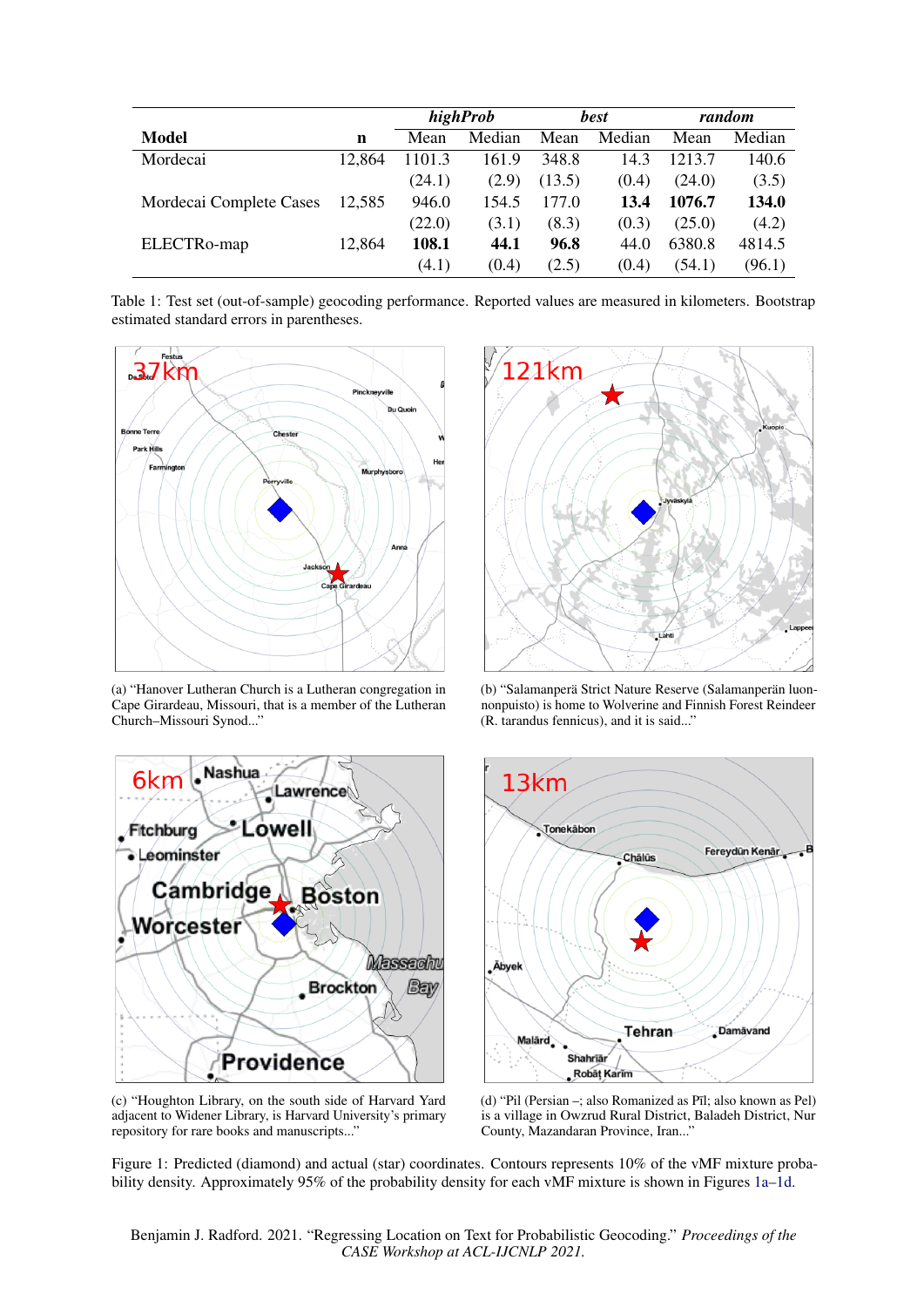| Model | n | *highProb* Mean | *highProb* Median | *best* Mean | *best* Median | *random* Mean | *random* Median |
|---|---|---|---|---|---|---|---|
| Mordecai | 12,864 | 1101.3 | 161.9 | 348.8 | 14.3 | 1213.7 | 140.6 |
| | | (24.1) | (2.9) | (13.5) | (0.4) | (24.0) | (3.5) |
| Mordecai Complete Cases | 12,585 | 946.0 | 154.5 | 177.0 | **13.4** | **1076.7** | **134.0** |
| | | (22.0) | (3.1) | (8.3) | (0.3) | (25.0) | (4.2) |
| ELECTRo-map | 12,864 | **108.1** | **44.1** | **96.8** | 44.0 | 6380.8 | 4814.5 |
| | | (4.1) | (0.4) | (2.5) | (0.4) | (54.1) | (96.1) |

Table 1: Test set (out-of-sample) geocoding performance. Reported values are measured in kilometers. Bootstrap estimated standard errors in parentheses.

37km

(a) "Hanover Lutheran Church is a Lutheran congregation in Cape Girardeau, Missouri, that is a member of the Lutheran Church–Missouri Synod..."

121km

(b) "Salamanperä Strict Nature Reserve (Salamanperän luonnonpuisto) is home to Wolverine and Finnish Forest Reindeer (R. tarandus fennicus), and it is said..."

6km

(c) "Houghton Library, on the south side of Harvard Yard adjacent to Widener Library, is Harvard University's primary repository for rare books and manuscripts..."

13km

(d) "Pil (Persian –; also Romanized as Pīl; also known as Pel) is a village in Owzrud Rural District, Baladeh District, Nur County, Mazandaran Province, Iran..."

Figure 1: Predicted (diamond) and actual (star) coordinates. Contours represents 10% of the vMF mixture probability density. Approximately 95% of the probability density for each vMF mixture is shown in Figures 1a–1d.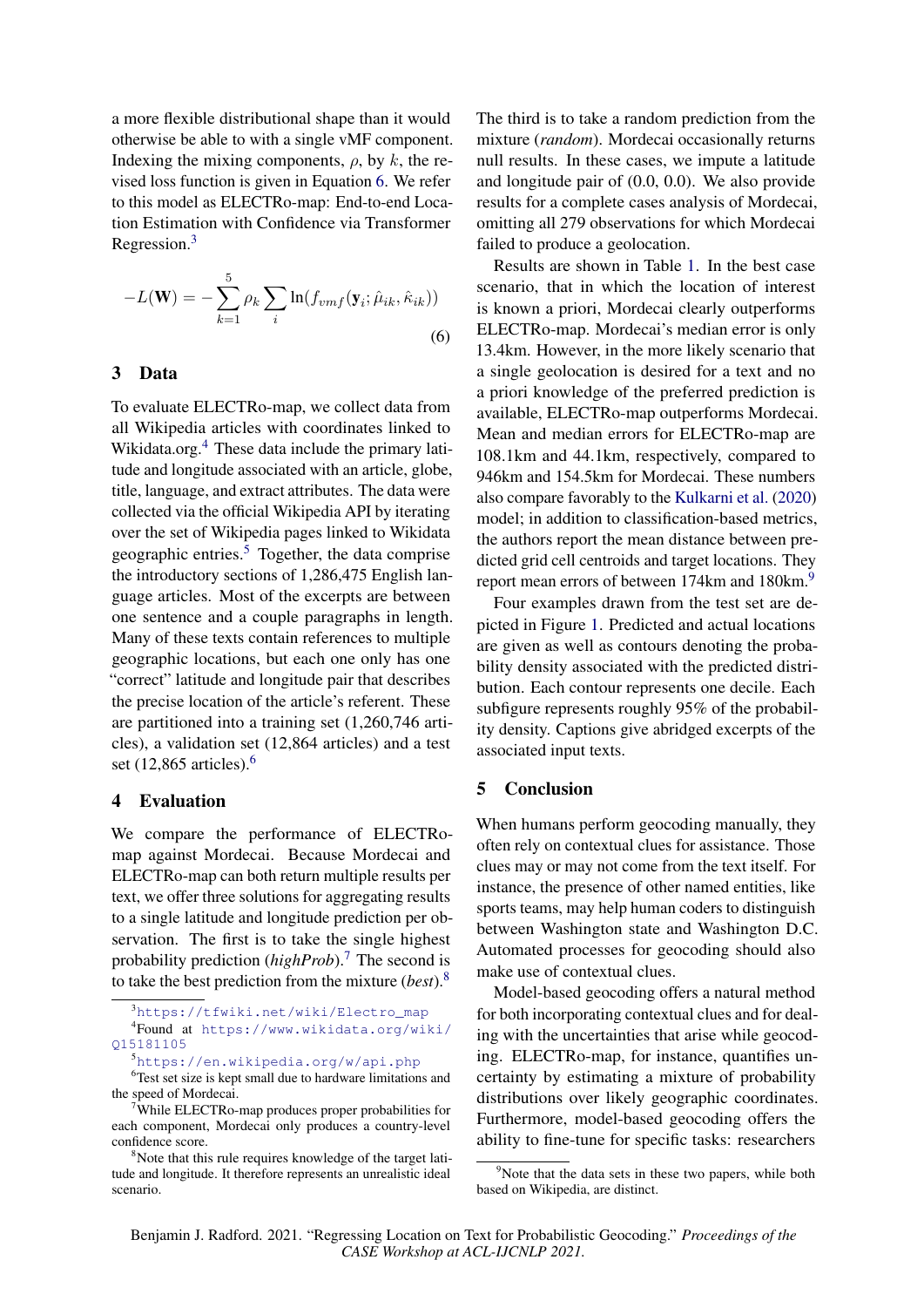a more flexible distributional shape than it would otherwise be able to with a single vMF component. Indexing the mixing components, $\rho$, by $k$, the revised loss function is given in Equation 6. We refer to this model as ELECTRo-map: End-to-end Location Estimation with Confidence via Transformer Regression.[3]

$$-L(\mathbf{W}) = -\sum_{k=1}^{5} \rho_k \sum_i \ln(f_{vmf}(\mathbf{y}_i; \hat{\mu}_{ik}, \hat{\kappa}_{ik})) \tag{6}$$

## 3 Data

To evaluate ELECTRo-map, we collect data from all Wikipedia articles with coordinates linked to Wikidata.org.[4] These data include the primary latitude and longitude associated with an article, globe, title, language, and extract attributes. The data were collected via the official Wikipedia API by iterating over the set of Wikipedia pages linked to Wikidata geographic entries.[5] Together, the data comprise the introductory sections of 1,286,475 English language articles. Most of the excerpts are between one sentence and a couple paragraphs in length. Many of these texts contain references to multiple geographic locations, but each one only has one "correct" latitude and longitude pair that describes the precise location of the article's referent. These are partitioned into a training set (1,260,746 articles), a validation set (12,864 articles) and a test set (12,865 articles).[6]

## 4 Evaluation

We compare the performance of ELECTRo-map against Mordecai. Because Mordecai and ELECTRo-map can both return multiple results per text, we offer three solutions for aggregating results to a single latitude and longitude prediction per observation. The first is to take the single highest probability prediction (*highProb*).[7] The second is to take the best prediction from the mixture (*best*).[8] The third is to take a random prediction from the mixture (*random*). Mordecai occasionally returns null results. In these cases, we impute a latitude and longitude pair of (0.0, 0.0). We also provide results for a complete cases analysis of Mordecai, omitting all 279 observations for which Mordecai failed to produce a geolocation.

Results are shown in Table 1. In the best case scenario, that in which the location of interest is known a priori, Mordecai clearly outperforms ELECTRo-map. Mordecai's median error is only 13.4km. However, in the more likely scenario that a single geolocation is desired for a text and no a priori knowledge of the preferred prediction is available, ELECTRo-map outperforms Mordecai. Mean and median errors for ELECTRo-map are 108.1km and 44.1km, respectively, compared to 946km and 154.5km for Mordecai. These numbers also compare favorably to the Kulkarni et al. (2020) model; in addition to classification-based metrics, the authors report the mean distance between predicted grid cell centroids and target locations. They report mean errors of between 174km and 180km.[9]

Four examples drawn from the test set are depicted in Figure 1. Predicted and actual locations are given as well as contours denoting the probability density associated with the predicted distribution. Each contour represents one decile. Each subfigure represents roughly 95% of the probability density. Captions give abridged excerpts of the associated input texts.

## 5 Conclusion

When humans perform geocoding manually, they often rely on contextual clues for assistance. Those clues may or may not come from the text itself. For instance, the presence of other named entities, like sports teams, may help human coders to distinguish between Washington state and Washington D.C. Automated processes for geocoding should also make use of contextual clues.

Model-based geocoding offers a natural method for both incorporating contextual clues and for dealing with the uncertainties that arise while geocoding. ELECTRo-map, for instance, quantifies uncertainty by estimating a mixture of probability distributions over likely geographic coordinates. Furthermore, model-based geocoding offers the ability to fine-tune for specific tasks: researchers

---

[3] https://tfwiki.net/wiki/Electro_map

[4] Found at https://www.wikidata.org/wiki/Q15181105

[5] https://en.wikipedia.org/w/api.php

[6] Test set size is kept small due to hardware limitations and the speed of Mordecai.

[7] While ELECTRo-map produces proper probabilities for each component, Mordecai only produces a country-level confidence score.

[8] Note that this rule requires knowledge of the target latitude and longitude. It therefore represents an unrealistic ideal scenario.

[9] Note that the data sets in these two papers, while both based on Wikipedia, are distinct.

Benjamin J. Radford. 2021. "Regressing Location on Text for Probabilistic Geocoding." *Proceedings of the CASE Workshop at ACL-IJCNLP 2021.*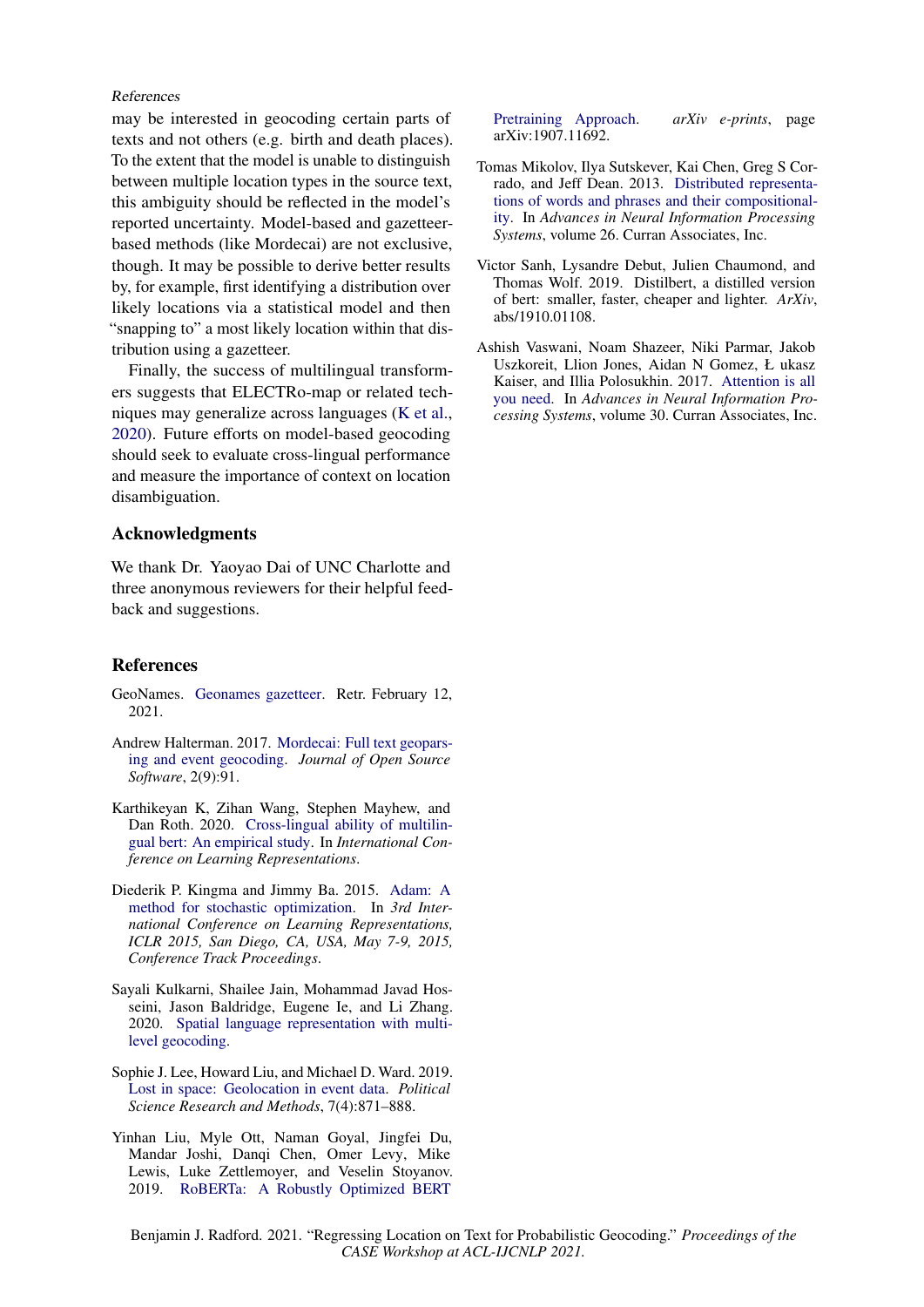may be interested in geocoding certain parts of texts and not others (e.g. birth and death places). To the extent that the model is unable to distinguish between multiple location types in the source text, this ambiguity should be reflected in the model's reported uncertainty. Model-based and gazetteer-based methods (like Mordecai) are not exclusive, though. It may be possible to derive better results by, for example, first identifying a distribution over likely locations via a statistical model and then "snapping to" a most likely location within that distribution using a gazetteer.

Finally, the success of multilingual transformers suggests that ELECTRo-map or related techniques may generalize across languages (K et al., 2020). Future efforts on model-based geocoding should seek to evaluate cross-lingual performance and measure the importance of context on location disambiguation.

## Acknowledgments

We thank Dr. Yaoyao Dai of UNC Charlotte and three anonymous reviewers for their helpful feedback and suggestions.

## References

GeoNames. Geonames gazetteer. Retr. February 12, 2021.

Andrew Halterman. 2017. Mordecai: Full text geoparsing and event geocoding. *Journal of Open Source Software*, 2(9):91.

Karthikeyan K, Zihan Wang, Stephen Mayhew, and Dan Roth. 2020. Cross-lingual ability of multilingual bert: An empirical study. In *International Conference on Learning Representations*.

Diederik P. Kingma and Jimmy Ba. 2015. Adam: A method for stochastic optimization. In *3rd International Conference on Learning Representations, ICLR 2015, San Diego, CA, USA, May 7-9, 2015, Conference Track Proceedings*.

Sayali Kulkarni, Shailee Jain, Mohammad Javad Hosseini, Jason Baldridge, Eugene Ie, and Li Zhang. 2020. Spatial language representation with multi-level geocoding.

Sophie J. Lee, Howard Liu, and Michael D. Ward. 2019. Lost in space: Geolocation in event data. *Political Science Research and Methods*, 7(4):871–888.

Yinhan Liu, Myle Ott, Naman Goyal, Jingfei Du, Mandar Joshi, Danqi Chen, Omer Levy, Mike Lewis, Luke Zettlemoyer, and Veselin Stoyanov. 2019. RoBERTa: A Robustly Optimized BERT Pretraining Approach. *arXiv e-prints*, page arXiv:1907.11692.

Tomas Mikolov, Ilya Sutskever, Kai Chen, Greg S Corrado, and Jeff Dean. 2013. Distributed representations of words and phrases and their compositionality. In *Advances in Neural Information Processing Systems*, volume 26. Curran Associates, Inc.

Victor Sanh, Lysandre Debut, Julien Chaumond, and Thomas Wolf. 2019. Distilbert, a distilled version of bert: smaller, faster, cheaper and lighter. *ArXiv*, abs/1910.01108.

Ashish Vaswani, Noam Shazeer, Niki Parmar, Jakob Uszkoreit, Llion Jones, Aidan N Gomez, Ł ukasz Kaiser, and Illia Polosukhin. 2017. Attention is all you need. In *Advances in Neural Information Processing Systems*, volume 30. Curran Associates, Inc.